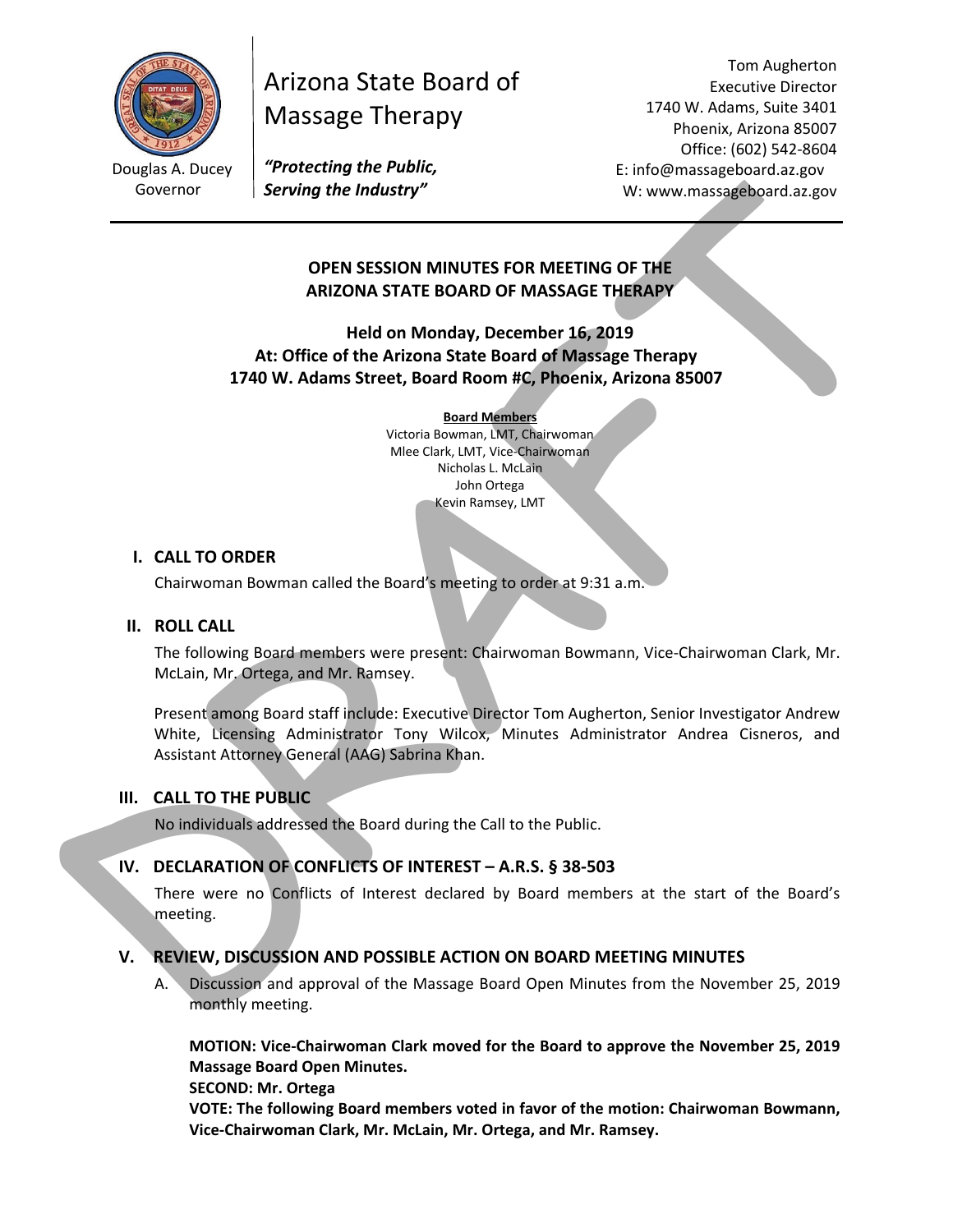Douglas A. Ducey
Governor

# Arizona State Board of Massage Therapy

***"Protecting the Public, Serving the Industry"***

Tom Augherton
Executive Director
1740 W. Adams, Suite 3401
Phoenix, Arizona 85007
Office: (602) 542-8604
E: info@massageboard.az.gov
W: www.massageboard.az.gov

## OPEN SESSION MINUTES FOR MEETING OF THE ARIZONA STATE BOARD OF MASSAGE THERAPY

**Held on Monday, December 16, 2019**
**At: Office of the Arizona State Board of Massage Therapy**
**1740 W. Adams Street, Board Room #C, Phoenix, Arizona 85007**

**Board Members**
Victoria Bowman, LMT, Chairwoman
Mlee Clark, LMT, Vice-Chairwoman
Nicholas L. McLain
John Ortega
Kevin Ramsey, LMT

### I. CALL TO ORDER

Chairwoman Bowman called the Board's meeting to order at 9:31 a.m.

### II. ROLL CALL

The following Board members were present: Chairwoman Bowmann, Vice-Chairwoman Clark, Mr. McLain, Mr. Ortega, and Mr. Ramsey.

Present among Board staff include: Executive Director Tom Augherton, Senior Investigator Andrew White, Licensing Administrator Tony Wilcox, Minutes Administrator Andrea Cisneros, and Assistant Attorney General (AAG) Sabrina Khan.

### III. CALL TO THE PUBLIC

No individuals addressed the Board during the Call to the Public.

### IV. DECLARATION OF CONFLICTS OF INTEREST – A.R.S. § 38-503

There were no Conflicts of Interest declared by Board members at the start of the Board's meeting.

### V. REVIEW, DISCUSSION AND POSSIBLE ACTION ON BOARD MEETING MINUTES

A. Discussion and approval of the Massage Board Open Minutes from the November 25, 2019 monthly meeting.

**MOTION: Vice-Chairwoman Clark moved for the Board to approve the November 25, 2019 Massage Board Open Minutes.**
**SECOND: Mr. Ortega**
**VOTE: The following Board members voted in favor of the motion: Chairwoman Bowmann, Vice-Chairwoman Clark, Mr. McLain, Mr. Ortega, and Mr. Ramsey.**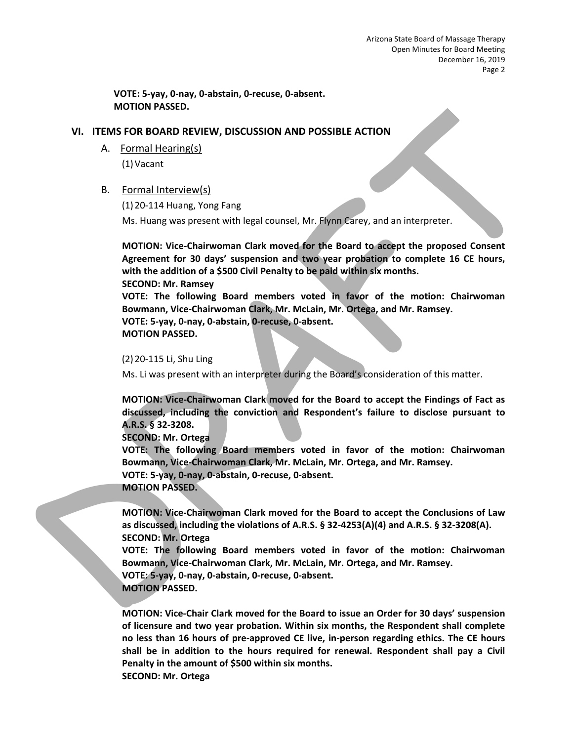**VOTE: 5-yay, 0-nay, 0-abstain, 0-recuse, 0-absent.**
**MOTION PASSED.**

## VI. ITEMS FOR BOARD REVIEW, DISCUSSION AND POSSIBLE ACTION

### A. Formal Hearing(s)

(1) Vacant

### B. Formal Interview(s)

(1) 20-114 Huang, Yong Fang

Ms. Huang was present with legal counsel, Mr. Flynn Carey, and an interpreter.

**MOTION: Vice-Chairwoman Clark moved for the Board to accept the proposed Consent Agreement for 30 days' suspension and two year probation to complete 16 CE hours, with the addition of a $500 Civil Penalty to be paid within six months.**
**SECOND: Mr. Ramsey**
**VOTE: The following Board members voted in favor of the motion: Chairwoman Bowmann, Vice-Chairwoman Clark, Mr. McLain, Mr. Ortega, and Mr. Ramsey.**
**VOTE: 5-yay, 0-nay, 0-abstain, 0-recuse, 0-absent.**
**MOTION PASSED.**

(2) 20-115 Li, Shu Ling

Ms. Li was present with an interpreter during the Board's consideration of this matter.

**MOTION: Vice-Chairwoman Clark moved for the Board to accept the Findings of Fact as discussed, including the conviction and Respondent's failure to disclose pursuant to A.R.S. § 32-3208.**
**SECOND: Mr. Ortega**
**VOTE: The following Board members voted in favor of the motion: Chairwoman Bowmann, Vice-Chairwoman Clark, Mr. McLain, Mr. Ortega, and Mr. Ramsey.**
**VOTE: 5-yay, 0-nay, 0-abstain, 0-recuse, 0-absent.**
**MOTION PASSED.**

**MOTION: Vice-Chairwoman Clark moved for the Board to accept the Conclusions of Law as discussed, including the violations of A.R.S. § 32-4253(A)(4) and A.R.S. § 32-3208(A).**
**SECOND: Mr. Ortega**
**VOTE: The following Board members voted in favor of the motion: Chairwoman Bowmann, Vice-Chairwoman Clark, Mr. McLain, Mr. Ortega, and Mr. Ramsey.**
**VOTE: 5-yay, 0-nay, 0-abstain, 0-recuse, 0-absent.**
**MOTION PASSED.**

**MOTION: Vice-Chair Clark moved for the Board to issue an Order for 30 days' suspension of licensure and two year probation. Within six months, the Respondent shall complete no less than 16 hours of pre-approved CE live, in-person regarding ethics. The CE hours shall be in addition to the hours required for renewal. Respondent shall pay a Civil Penalty in the amount of $500 within six months.**
**SECOND: Mr. Ortega**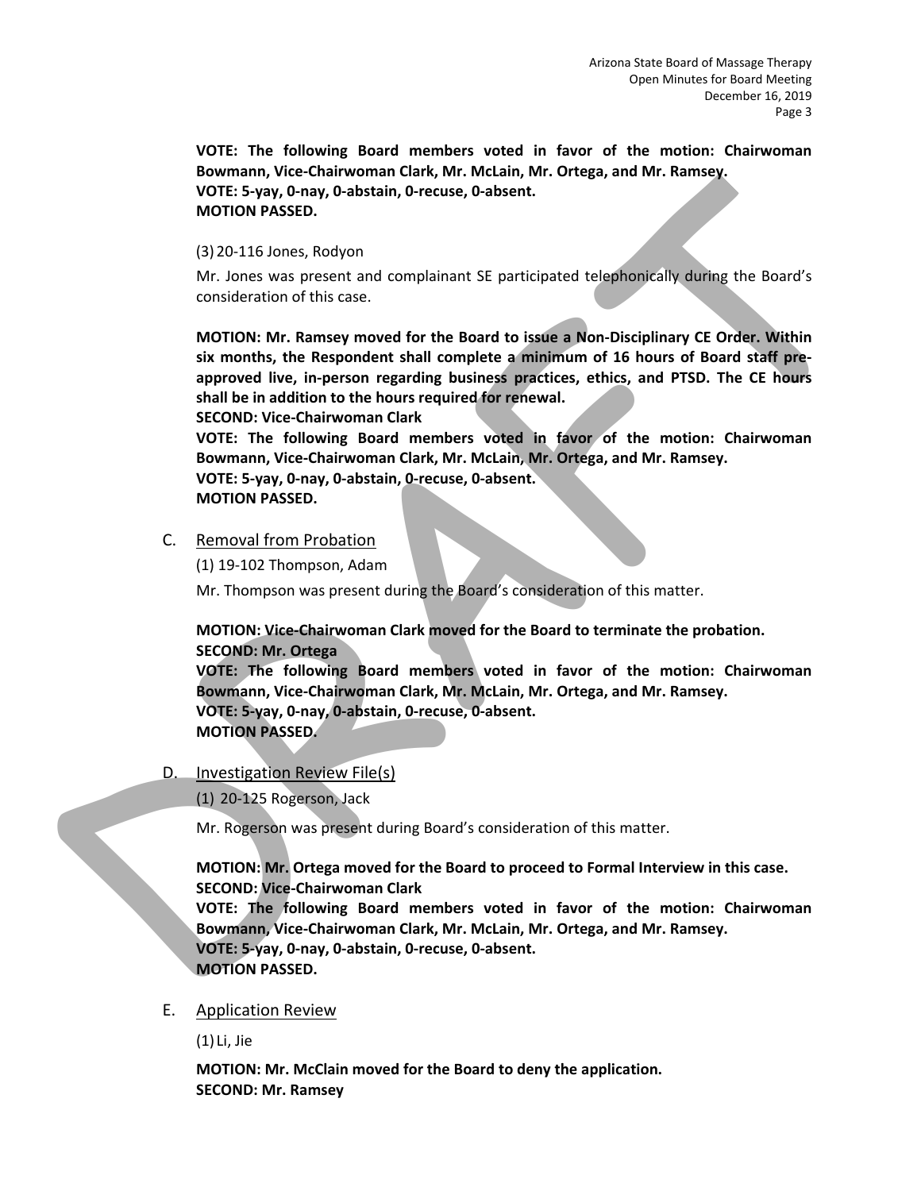**VOTE: The following Board members voted in favor of the motion: Chairwoman Bowmann, Vice-Chairwoman Clark, Mr. McLain, Mr. Ortega, and Mr. Ramsey.**
**VOTE: 5-yay, 0-nay, 0-abstain, 0-recuse, 0-absent.**
**MOTION PASSED.**

(3) 20-116 Jones, Rodyon

Mr. Jones was present and complainant SE participated telephonically during the Board's consideration of this case.

**MOTION: Mr. Ramsey moved for the Board to issue a Non-Disciplinary CE Order. Within six months, the Respondent shall complete a minimum of 16 hours of Board staff pre-approved live, in-person regarding business practices, ethics, and PTSD. The CE hours shall be in addition to the hours required for renewal.**
**SECOND: Vice-Chairwoman Clark**
**VOTE: The following Board members voted in favor of the motion: Chairwoman Bowmann, Vice-Chairwoman Clark, Mr. McLain, Mr. Ortega, and Mr. Ramsey.**
**VOTE: 5-yay, 0-nay, 0-abstain, 0-recuse, 0-absent.**
**MOTION PASSED.**

C. Removal from Probation

(1) 19-102 Thompson, Adam

Mr. Thompson was present during the Board's consideration of this matter.

**MOTION: Vice-Chairwoman Clark moved for the Board to terminate the probation.**
**SECOND: Mr. Ortega**
**VOTE: The following Board members voted in favor of the motion: Chairwoman Bowmann, Vice-Chairwoman Clark, Mr. McLain, Mr. Ortega, and Mr. Ramsey.**
**VOTE: 5-yay, 0-nay, 0-abstain, 0-recuse, 0-absent.**
**MOTION PASSED.**

D. Investigation Review File(s)

(1) 20-125 Rogerson, Jack

Mr. Rogerson was present during Board's consideration of this matter.

**MOTION: Mr. Ortega moved for the Board to proceed to Formal Interview in this case.**
**SECOND: Vice-Chairwoman Clark**
**VOTE: The following Board members voted in favor of the motion: Chairwoman Bowmann, Vice-Chairwoman Clark, Mr. McLain, Mr. Ortega, and Mr. Ramsey.**
**VOTE: 5-yay, 0-nay, 0-abstain, 0-recuse, 0-absent.**
**MOTION PASSED.**

E. Application Review

(1) Li, Jie

**MOTION: Mr. McClain moved for the Board to deny the application.**
**SECOND: Mr. Ramsey**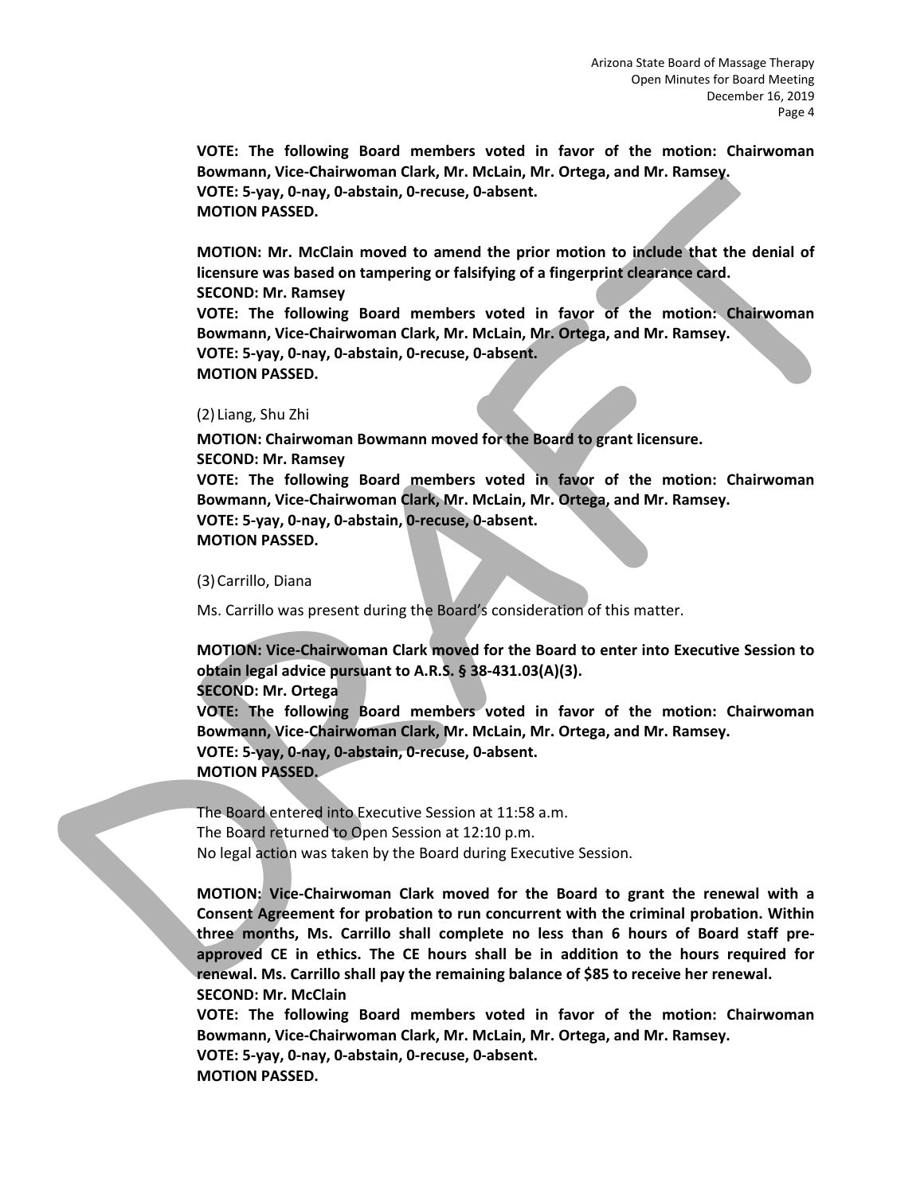**VOTE: The following Board members voted in favor of the motion: Chairwoman Bowmann, Vice-Chairwoman Clark, Mr. McLain, Mr. Ortega, and Mr. Ramsey.**
**VOTE: 5-yay, 0-nay, 0-abstain, 0-recuse, 0-absent.**
**MOTION PASSED.**

**MOTION: Mr. McClain moved to amend the prior motion to include that the denial of licensure was based on tampering or falsifying of a fingerprint clearance card.**
**SECOND: Mr. Ramsey**
**VOTE: The following Board members voted in favor of the motion: Chairwoman Bowmann, Vice-Chairwoman Clark, Mr. McLain, Mr. Ortega, and Mr. Ramsey.**
**VOTE: 5-yay, 0-nay, 0-abstain, 0-recuse, 0-absent.**
**MOTION PASSED.**

(2) Liang, Shu Zhi

**MOTION: Chairwoman Bowmann moved for the Board to grant licensure.**
**SECOND: Mr. Ramsey**
**VOTE: The following Board members voted in favor of the motion: Chairwoman Bowmann, Vice-Chairwoman Clark, Mr. McLain, Mr. Ortega, and Mr. Ramsey.**
**VOTE: 5-yay, 0-nay, 0-abstain, 0-recuse, 0-absent.**
**MOTION PASSED.**

(3) Carrillo, Diana

Ms. Carrillo was present during the Board's consideration of this matter.

**MOTION: Vice-Chairwoman Clark moved for the Board to enter into Executive Session to obtain legal advice pursuant to A.R.S. § 38-431.03(A)(3).**
**SECOND: Mr. Ortega**
**VOTE: The following Board members voted in favor of the motion: Chairwoman Bowmann, Vice-Chairwoman Clark, Mr. McLain, Mr. Ortega, and Mr. Ramsey.**
**VOTE: 5-yay, 0-nay, 0-abstain, 0-recuse, 0-absent.**
**MOTION PASSED.**

The Board entered into Executive Session at 11:58 a.m.
The Board returned to Open Session at 12:10 p.m.
No legal action was taken by the Board during Executive Session.

**MOTION: Vice-Chairwoman Clark moved for the Board to grant the renewal with a Consent Agreement for probation to run concurrent with the criminal probation. Within three months, Ms. Carrillo shall complete no less than 6 hours of Board staff pre-approved CE in ethics. The CE hours shall be in addition to the hours required for renewal. Ms. Carrillo shall pay the remaining balance of $85 to receive her renewal.**
**SECOND: Mr. McClain**
**VOTE: The following Board members voted in favor of the motion: Chairwoman Bowmann, Vice-Chairwoman Clark, Mr. McLain, Mr. Ortega, and Mr. Ramsey.**
**VOTE: 5-yay, 0-nay, 0-abstain, 0-recuse, 0-absent.**
**MOTION PASSED.**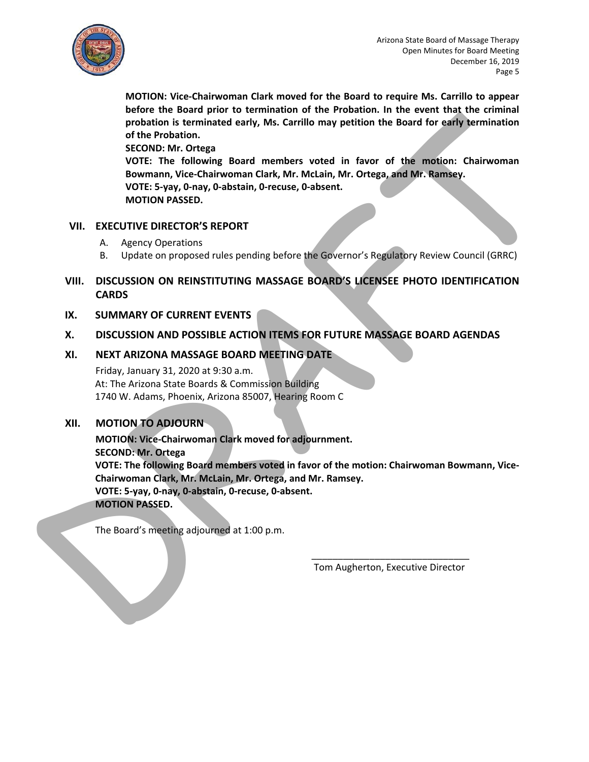**MOTION: Vice-Chairwoman Clark moved for the Board to require Ms. Carrillo to appear before the Board prior to termination of the Probation. In the event that the criminal probation is terminated early, Ms. Carrillo may petition the Board for early termination of the Probation.**
**SECOND: Mr. Ortega**
**VOTE: The following Board members voted in favor of the motion: Chairwoman Bowmann, Vice-Chairwoman Clark, Mr. McLain, Mr. Ortega, and Mr. Ramsey.**
**VOTE: 5-yay, 0-nay, 0-abstain, 0-recuse, 0-absent.**
**MOTION PASSED.**

## VII. EXECUTIVE DIRECTOR'S REPORT

A. Agency Operations
B. Update on proposed rules pending before the Governor's Regulatory Review Council (GRRC)

## VIII. DISCUSSION ON REINSTITUTING MASSAGE BOARD'S LICENSEE PHOTO IDENTIFICATION CARDS

## IX. SUMMARY OF CURRENT EVENTS

## X. DISCUSSION AND POSSIBLE ACTION ITEMS FOR FUTURE MASSAGE BOARD AGENDAS

## XI. NEXT ARIZONA MASSAGE BOARD MEETING DATE

Friday, January 31, 2020 at 9:30 a.m.
At: The Arizona State Boards & Commission Building
1740 W. Adams, Phoenix, Arizona 85007, Hearing Room C

## XII. MOTION TO ADJOURN

**MOTION: Vice-Chairwoman Clark moved for adjournment.**
**SECOND: Mr. Ortega**
**VOTE: The following Board members voted in favor of the motion: Chairwoman Bowmann, Vice-Chairwoman Clark, Mr. McLain, Mr. Ortega, and Mr. Ramsey.**
**VOTE: 5-yay, 0-nay, 0-abstain, 0-recuse, 0-absent.**
**MOTION PASSED.**

The Board's meeting adjourned at 1:00 p.m.

\_\_\_\_\_\_\_\_\_\_\_\_\_\_\_\_\_\_\_\_\_\_\_\_\_\_\_\_\_\_
Tom Augherton, Executive Director

DRAFT